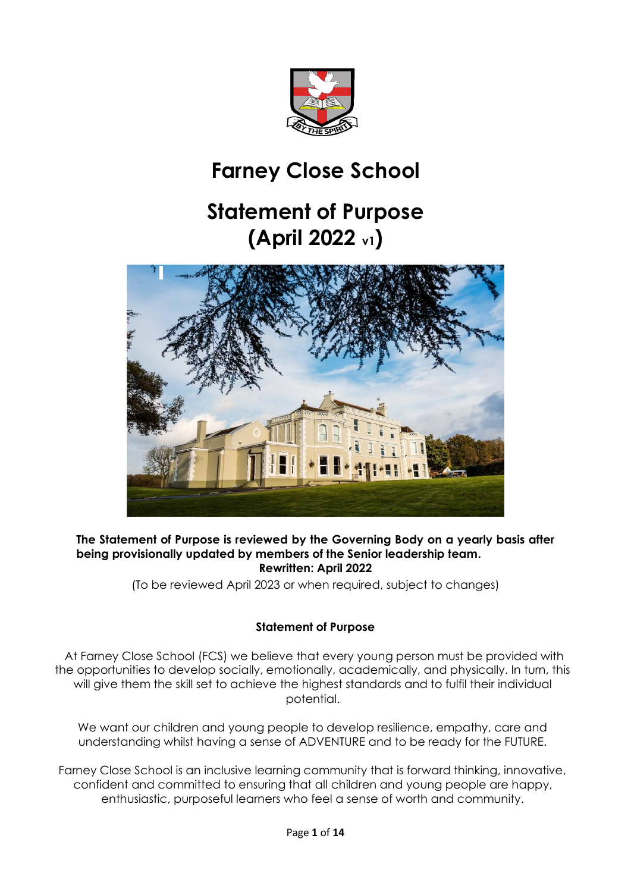# Farney Close School

# Statement of Purpose (April 2022 v1)

**The Statement of Purpose is reviewed by the Governing Body on a yearly basis after being provisionally updated by members of the Senior leadership team.**
**Rewritten: April 2022**

(To be reviewed April 2023 or when required, subject to changes)

**Statement of Purpose**

At Farney Close School (FCS) we believe that every young person must be provided with the opportunities to develop socially, emotionally, academically, and physically. In turn, this will give them the skill set to achieve the highest standards and to fulfil their individual potential.

We want our children and young people to develop resilience, empathy, care and understanding whilst having a sense of ADVENTURE and to be ready for the FUTURE.

Farney Close School is an inclusive learning community that is forward thinking, innovative, confident and committed to ensuring that all children and young people are happy, enthusiastic, purposeful learners who feel a sense of worth and community.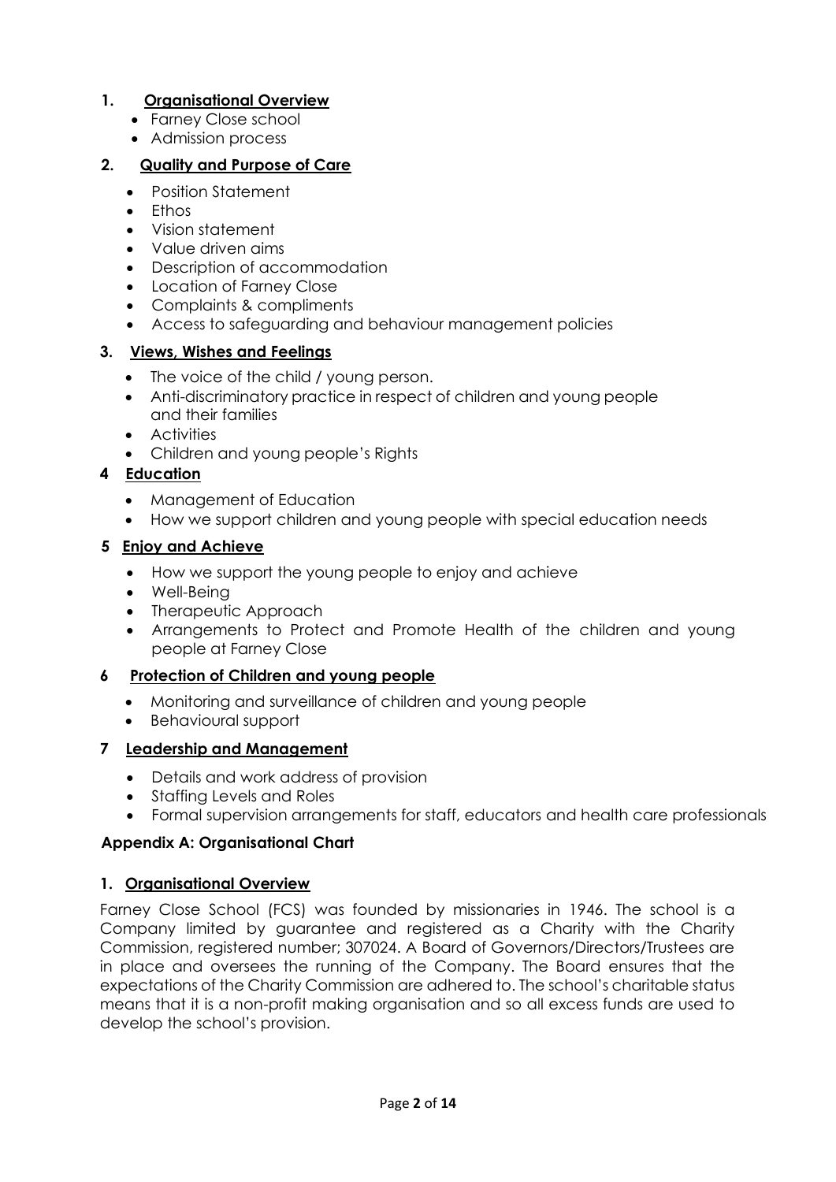1. **Organisational Overview**
   - Farney Close school
   - Admission process

2. **Quality and Purpose of Care**
   - Position Statement
   - Ethos
   - Vision statement
   - Value driven aims
   - Description of accommodation
   - Location of Farney Close
   - Complaints & compliments
   - Access to safeguarding and behaviour management policies

3. **Views, Wishes and Feelings**
   - The voice of the child / young person.
   - Anti-discriminatory practice in respect of children and young people and their families
   - Activities
   - Children and young people's Rights

4. **Education**
   - Management of Education
   - How we support children and young people with special education needs

5. **Enjoy and Achieve**
   - How we support the young people to enjoy and achieve
   - Well-Being
   - Therapeutic Approach
   - Arrangements to Protect and Promote Health of the children and young people at Farney Close

6. **Protection of Children and young people**
   - Monitoring and surveillance of children and young people
   - Behavioural support

7. **Leadership and Management**
   - Details and work address of provision
   - Staffing Levels and Roles
   - Formal supervision arrangements for staff, educators and health care professionals

**Appendix A: Organisational Chart**

## 1. Organisational Overview

Farney Close School (FCS) was founded by missionaries in 1946. The school is a Company limited by guarantee and registered as a Charity with the Charity Commission, registered number; 307024. A Board of Governors/Directors/Trustees are in place and oversees the running of the Company. The Board ensures that the expectations of the Charity Commission are adhered to. The school's charitable status means that it is a non-profit making organisation and so all excess funds are used to develop the school's provision.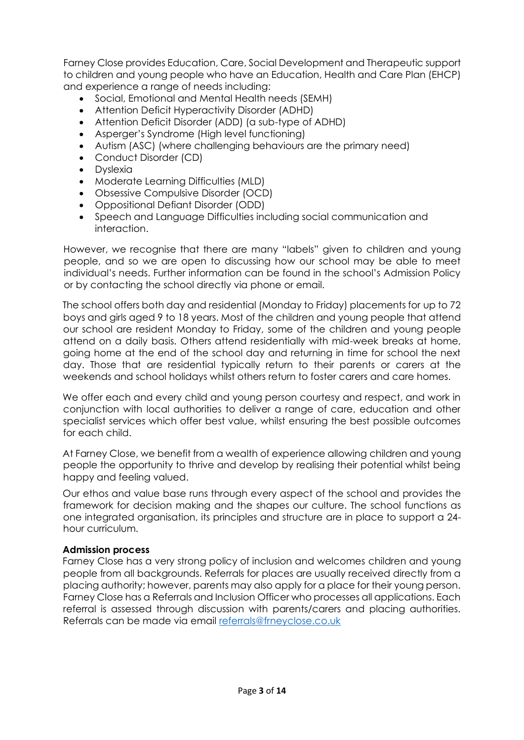Farney Close provides Education, Care, Social Development and Therapeutic support to children and young people who have an Education, Health and Care Plan (EHCP) and experience a range of needs including:

- Social, Emotional and Mental Health needs (SEMH)
- Attention Deficit Hyperactivity Disorder (ADHD)
- Attention Deficit Disorder (ADD) (a sub-type of ADHD)
- Asperger's Syndrome (High level functioning)
- Autism (ASC) (where challenging behaviours are the primary need)
- Conduct Disorder (CD)
- Dyslexia
- Moderate Learning Difficulties (MLD)
- Obsessive Compulsive Disorder (OCD)
- Oppositional Defiant Disorder (ODD)
- Speech and Language Difficulties including social communication and interaction.

However, we recognise that there are many "labels" given to children and young people, and so we are open to discussing how our school may be able to meet individual's needs. Further information can be found in the school's Admission Policy or by contacting the school directly via phone or email.

The school offers both day and residential (Monday to Friday) placements for up to 72 boys and girls aged 9 to 18 years. Most of the children and young people that attend our school are resident Monday to Friday, some of the children and young people attend on a daily basis. Others attend residentially with mid-week breaks at home, going home at the end of the school day and returning in time for school the next day. Those that are residential typically return to their parents or carers at the weekends and school holidays whilst others return to foster carers and care homes.

We offer each and every child and young person courtesy and respect, and work in conjunction with local authorities to deliver a range of care, education and other specialist services which offer best value, whilst ensuring the best possible outcomes for each child.

At Farney Close, we benefit from a wealth of experience allowing children and young people the opportunity to thrive and develop by realising their potential whilst being happy and feeling valued.

Our ethos and value base runs through every aspect of the school and provides the framework for decision making and the shapes our culture. The school functions as one integrated organisation, its principles and structure are in place to support a 24-hour curriculum.

**Admission process**

Farney Close has a very strong policy of inclusion and welcomes children and young people from all backgrounds. Referrals for places are usually received directly from a placing authority; however, parents may also apply for a place for their young person. Farney Close has a Referrals and Inclusion Officer who processes all applications. Each referral is assessed through discussion with parents/carers and placing authorities. Referrals can be made via email referrals@frneyclose.co.uk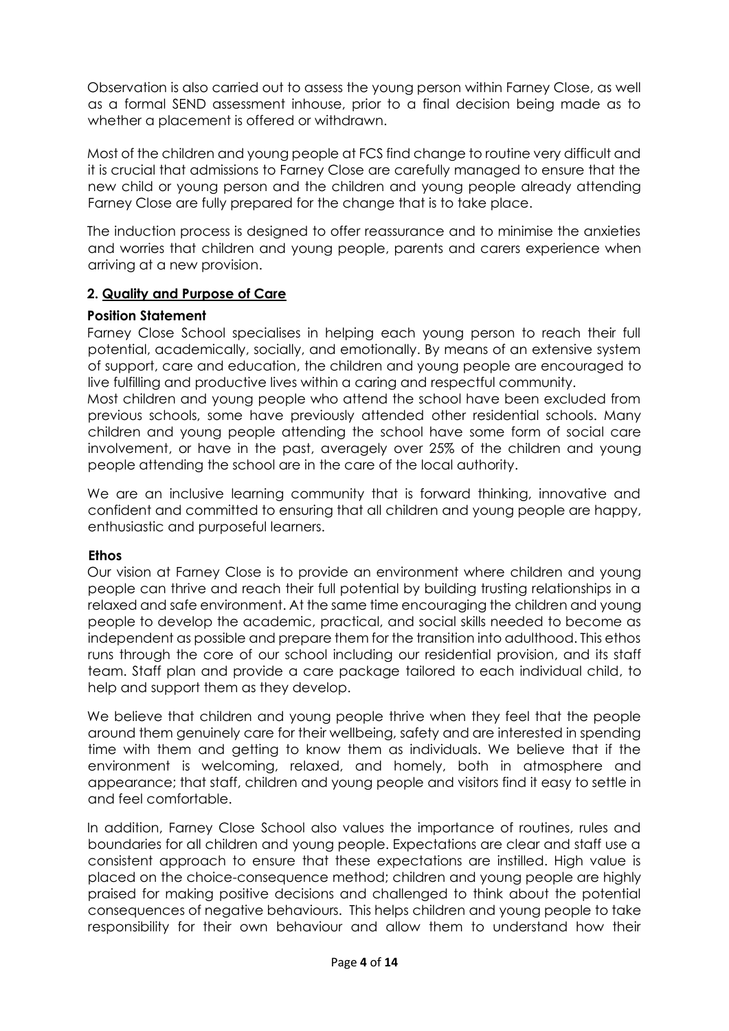Observation is also carried out to assess the young person within Farney Close, as well as a formal SEND assessment inhouse, prior to a final decision being made as to whether a placement is offered or withdrawn.

Most of the children and young people at FCS find change to routine very difficult and it is crucial that admissions to Farney Close are carefully managed to ensure that the new child or young person and the children and young people already attending Farney Close are fully prepared for the change that is to take place.

The induction process is designed to offer reassurance and to minimise the anxieties and worries that children and young people, parents and carers experience when arriving at a new provision.

## 2. Quality and Purpose of Care

### Position Statement

Farney Close School specialises in helping each young person to reach their full potential, academically, socially, and emotionally. By means of an extensive system of support, care and education, the children and young people are encouraged to live fulfilling and productive lives within a caring and respectful community.

Most children and young people who attend the school have been excluded from previous schools, some have previously attended other residential schools. Many children and young people attending the school have some form of social care involvement, or have in the past, averagely over 25% of the children and young people attending the school are in the care of the local authority.

We are an inclusive learning community that is forward thinking, innovative and confident and committed to ensuring that all children and young people are happy, enthusiastic and purposeful learners.

### Ethos

Our vision at Farney Close is to provide an environment where children and young people can thrive and reach their full potential by building trusting relationships in a relaxed and safe environment. At the same time encouraging the children and young people to develop the academic, practical, and social skills needed to become as independent as possible and prepare them for the transition into adulthood. This ethos runs through the core of our school including our residential provision, and its staff team. Staff plan and provide a care package tailored to each individual child, to help and support them as they develop.

We believe that children and young people thrive when they feel that the people around them genuinely care for their wellbeing, safety and are interested in spending time with them and getting to know them as individuals. We believe that if the environment is welcoming, relaxed, and homely, both in atmosphere and appearance; that staff, children and young people and visitors find it easy to settle in and feel comfortable.

In addition, Farney Close School also values the importance of routines, rules and boundaries for all children and young people. Expectations are clear and staff use a consistent approach to ensure that these expectations are instilled. High value is placed on the choice-consequence method; children and young people are highly praised for making positive decisions and challenged to think about the potential consequences of negative behaviours. This helps children and young people to take responsibility for their own behaviour and allow them to understand how their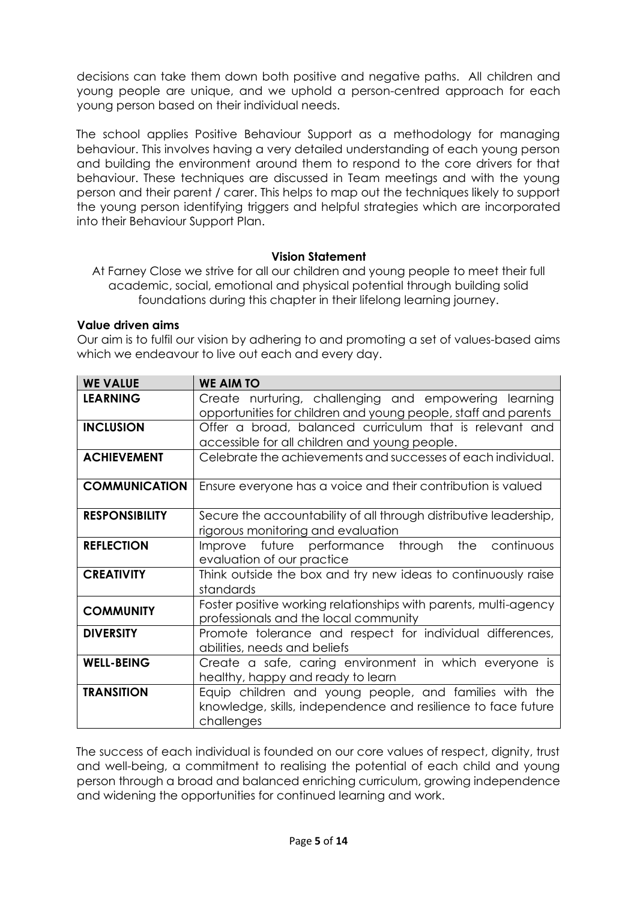decisions can take them down both positive and negative paths. All children and young people are unique, and we uphold a person-centred approach for each young person based on their individual needs.

The school applies Positive Behaviour Support as a methodology for managing behaviour. This involves having a very detailed understanding of each young person and building the environment around them to respond to the core drivers for that behaviour. These techniques are discussed in Team meetings and with the young person and their parent / carer. This helps to map out the techniques likely to support the young person identifying triggers and helpful strategies which are incorporated into their Behaviour Support Plan.

### Vision Statement

At Farney Close we strive for all our children and young people to meet their full academic, social, emotional and physical potential through building solid foundations during this chapter in their lifelong learning journey.

**Value driven aims**

Our aim is to fulfil our vision by adhering to and promoting a set of values-based aims which we endeavour to live out each and every day.

| WE VALUE | WE AIM TO |
|---|---|
| **LEARNING** | Create nurturing, challenging and empowering learning opportunities for children and young people, staff and parents |
| **INCLUSION** | Offer a broad, balanced curriculum that is relevant and accessible for all children and young people. |
| **ACHIEVEMENT** | Celebrate the achievements and successes of each individual. |
| **COMMUNICATION** | Ensure everyone has a voice and their contribution is valued |
| **RESPONSIBILITY** | Secure the accountability of all through distributive leadership, rigorous monitoring and evaluation |
| **REFLECTION** | Improve future performance through the continuous evaluation of our practice |
| **CREATIVITY** | Think outside the box and try new ideas to continuously raise standards |
| **COMMUNITY** | Foster positive working relationships with parents, multi-agency professionals and the local community |
| **DIVERSITY** | Promote tolerance and respect for individual differences, abilities, needs and beliefs |
| **WELL-BEING** | Create a safe, caring environment in which everyone is healthy, happy and ready to learn |
| **TRANSITION** | Equip children and young people, and families with the knowledge, skills, independence and resilience to face future challenges |

The success of each individual is founded on our core values of respect, dignity, trust and well-being, a commitment to realising the potential of each child and young person through a broad and balanced enriching curriculum, growing independence and widening the opportunities for continued learning and work.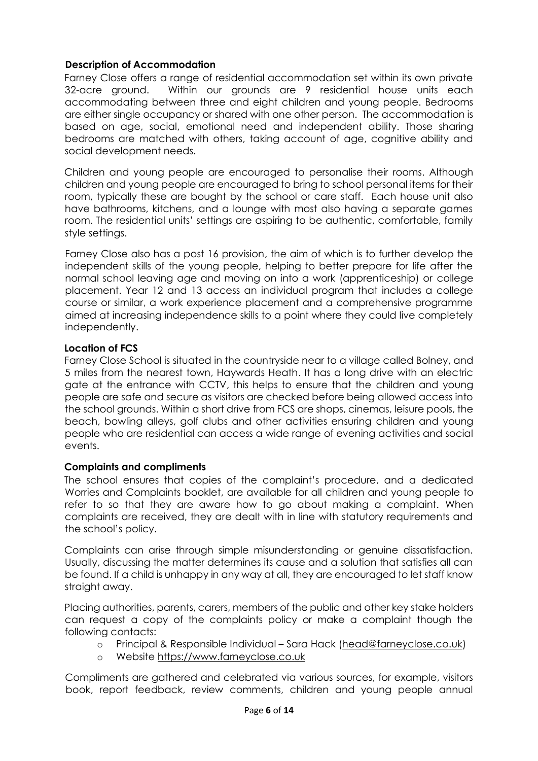### Description of Accommodation

Farney Close offers a range of residential accommodation set within its own private 32-acre ground. Within our grounds are 9 residential house units each accommodating between three and eight children and young people. Bedrooms are either single occupancy or shared with one other person. The accommodation is based on age, social, emotional need and independent ability. Those sharing bedrooms are matched with others, taking account of age, cognitive ability and social development needs.

Children and young people are encouraged to personalise their rooms. Although children and young people are encouraged to bring to school personal items for their room, typically these are bought by the school or care staff. Each house unit also have bathrooms, kitchens, and a lounge with most also having a separate games room. The residential units' settings are aspiring to be authentic, comfortable, family style settings.

Farney Close also has a post 16 provision, the aim of which is to further develop the independent skills of the young people, helping to better prepare for life after the normal school leaving age and moving on into a work (apprenticeship) or college placement. Year 12 and 13 access an individual program that includes a college course or similar, a work experience placement and a comprehensive programme aimed at increasing independence skills to a point where they could live completely independently.

### Location of FCS

Farney Close School is situated in the countryside near to a village called Bolney, and 5 miles from the nearest town, Haywards Heath. It has a long drive with an electric gate at the entrance with CCTV, this helps to ensure that the children and young people are safe and secure as visitors are checked before being allowed access into the school grounds. Within a short drive from FCS are shops, cinemas, leisure pools, the beach, bowling alleys, golf clubs and other activities ensuring children and young people who are residential can access a wide range of evening activities and social events.

### Complaints and compliments

The school ensures that copies of the complaint's procedure, and a dedicated Worries and Complaints booklet, are available for all children and young people to refer to so that they are aware how to go about making a complaint. When complaints are received, they are dealt with in line with statutory requirements and the school's policy.

Complaints can arise through simple misunderstanding or genuine dissatisfaction. Usually, discussing the matter determines its cause and a solution that satisfies all can be found. If a child is unhappy in any way at all, they are encouraged to let staff know straight away.

Placing authorities, parents, carers, members of the public and other key stake holders can request a copy of the complaints policy or make a complaint though the following contacts:

- Principal & Responsible Individual – Sara Hack (head@farneyclose.co.uk)
- Website https://www.farneyclose.co.uk

Compliments are gathered and celebrated via various sources, for example, visitors book, report feedback, review comments, children and young people annual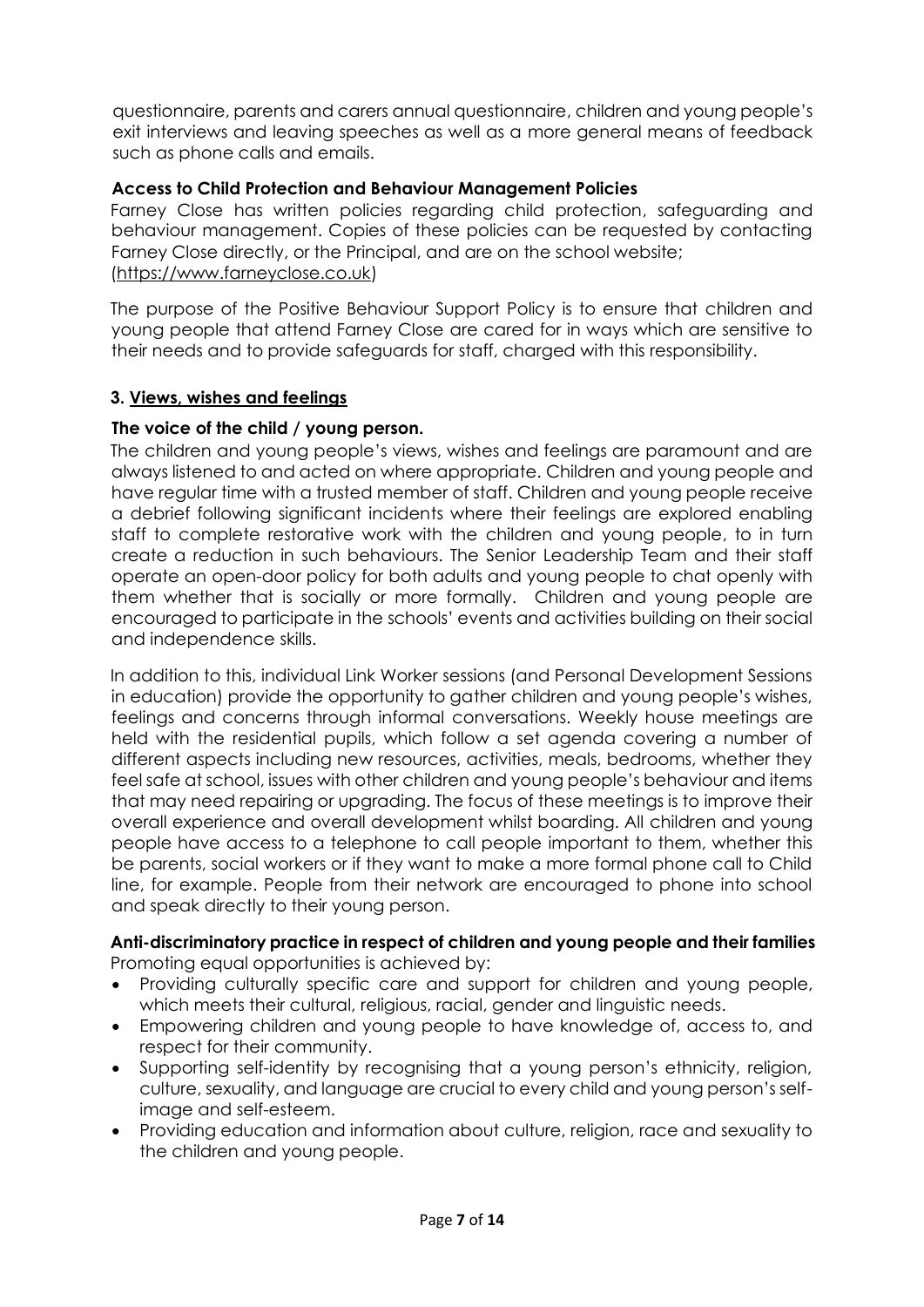questionnaire, parents and carers annual questionnaire, children and young people's exit interviews and leaving speeches as well as a more general means of feedback such as phone calls and emails.

**Access to Child Protection and Behaviour Management Policies**

Farney Close has written policies regarding child protection, safeguarding and behaviour management. Copies of these policies can be requested by contacting Farney Close directly, or the Principal, and are on the school website; (https://www.farneyclose.co.uk)

The purpose of the Positive Behaviour Support Policy is to ensure that children and young people that attend Farney Close are cared for in ways which are sensitive to their needs and to provide safeguards for staff, charged with this responsibility.

## 3. Views, wishes and feelings

**The voice of the child / young person.**

The children and young people's views, wishes and feelings are paramount and are always listened to and acted on where appropriate. Children and young people and have regular time with a trusted member of staff. Children and young people receive a debrief following significant incidents where their feelings are explored enabling staff to complete restorative work with the children and young people, to in turn create a reduction in such behaviours. The Senior Leadership Team and their staff operate an open-door policy for both adults and young people to chat openly with them whether that is socially or more formally. Children and young people are encouraged to participate in the schools' events and activities building on their social and independence skills.

In addition to this, individual Link Worker sessions (and Personal Development Sessions in education) provide the opportunity to gather children and young people's wishes, feelings and concerns through informal conversations. Weekly house meetings are held with the residential pupils, which follow a set agenda covering a number of different aspects including new resources, activities, meals, bedrooms, whether they feel safe at school, issues with other children and young people's behaviour and items that may need repairing or upgrading. The focus of these meetings is to improve their overall experience and overall development whilst boarding. All children and young people have access to a telephone to call people important to them, whether this be parents, social workers or if they want to make a more formal phone call to Child line, for example. People from their network are encouraged to phone into school and speak directly to their young person.

**Anti-discriminatory practice in respect of children and young people and their families**

Promoting equal opportunities is achieved by:

- Providing culturally specific care and support for children and young people, which meets their cultural, religious, racial, gender and linguistic needs.
- Empowering children and young people to have knowledge of, access to, and respect for their community.
- Supporting self-identity by recognising that a young person's ethnicity, religion, culture, sexuality, and language are crucial to every child and young person's self-image and self-esteem.
- Providing education and information about culture, religion, race and sexuality to the children and young people.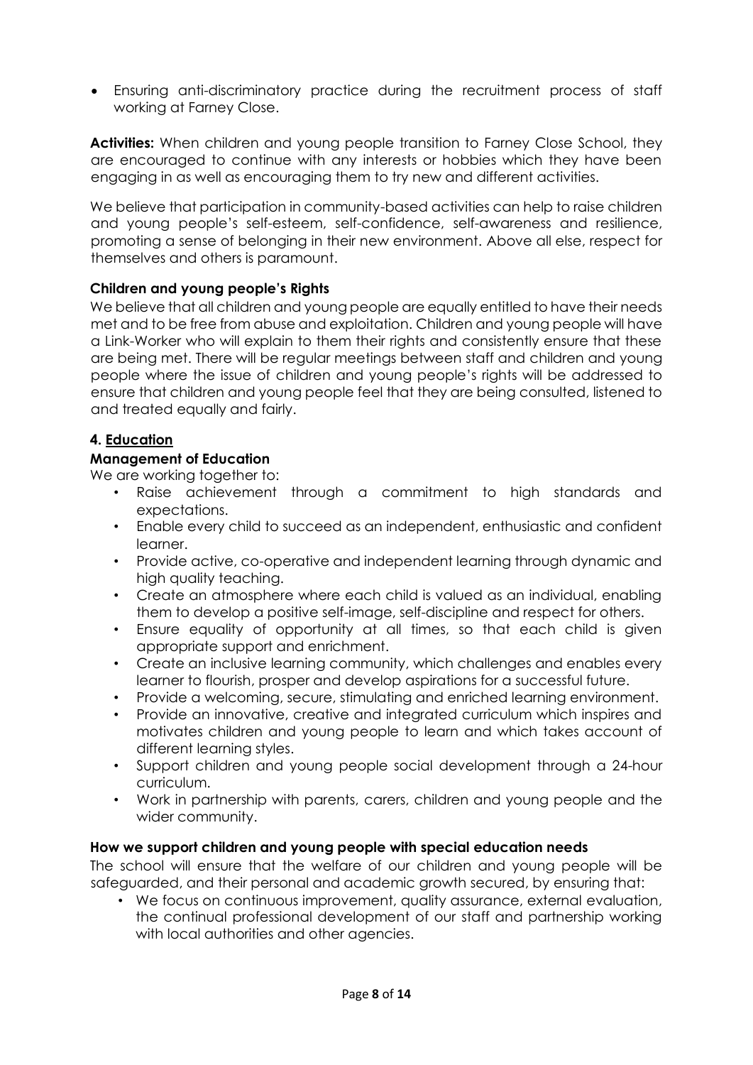- Ensuring anti-discriminatory practice during the recruitment process of staff working at Farney Close.

**Activities:** When children and young people transition to Farney Close School, they are encouraged to continue with any interests or hobbies which they have been engaging in as well as encouraging them to try new and different activities.

We believe that participation in community-based activities can help to raise children and young people's self-esteem, self-confidence, self-awareness and resilience, promoting a sense of belonging in their new environment. Above all else, respect for themselves and others is paramount.

**Children and young people's Rights**

We believe that all children and young people are equally entitled to have their needs met and to be free from abuse and exploitation. Children and young people will have a Link-Worker who will explain to them their rights and consistently ensure that these are being met. There will be regular meetings between staff and children and young people where the issue of children and young people's rights will be addressed to ensure that children and young people feel that they are being consulted, listened to and treated equally and fairly.

## 4. Education

**Management of Education**

We are working together to:

- Raise achievement through a commitment to high standards and expectations.
- Enable every child to succeed as an independent, enthusiastic and confident learner.
- Provide active, co-operative and independent learning through dynamic and high quality teaching.
- Create an atmosphere where each child is valued as an individual, enabling them to develop a positive self-image, self-discipline and respect for others.
- Ensure equality of opportunity at all times, so that each child is given appropriate support and enrichment.
- Create an inclusive learning community, which challenges and enables every learner to flourish, prosper and develop aspirations for a successful future.
- Provide a welcoming, secure, stimulating and enriched learning environment.
- Provide an innovative, creative and integrated curriculum which inspires and motivates children and young people to learn and which takes account of different learning styles.
- Support children and young people social development through a 24-hour curriculum.
- Work in partnership with parents, carers, children and young people and the wider community.

**How we support children and young people with special education needs**

The school will ensure that the welfare of our children and young people will be safeguarded, and their personal and academic growth secured, by ensuring that:

- We focus on continuous improvement, quality assurance, external evaluation, the continual professional development of our staff and partnership working with local authorities and other agencies.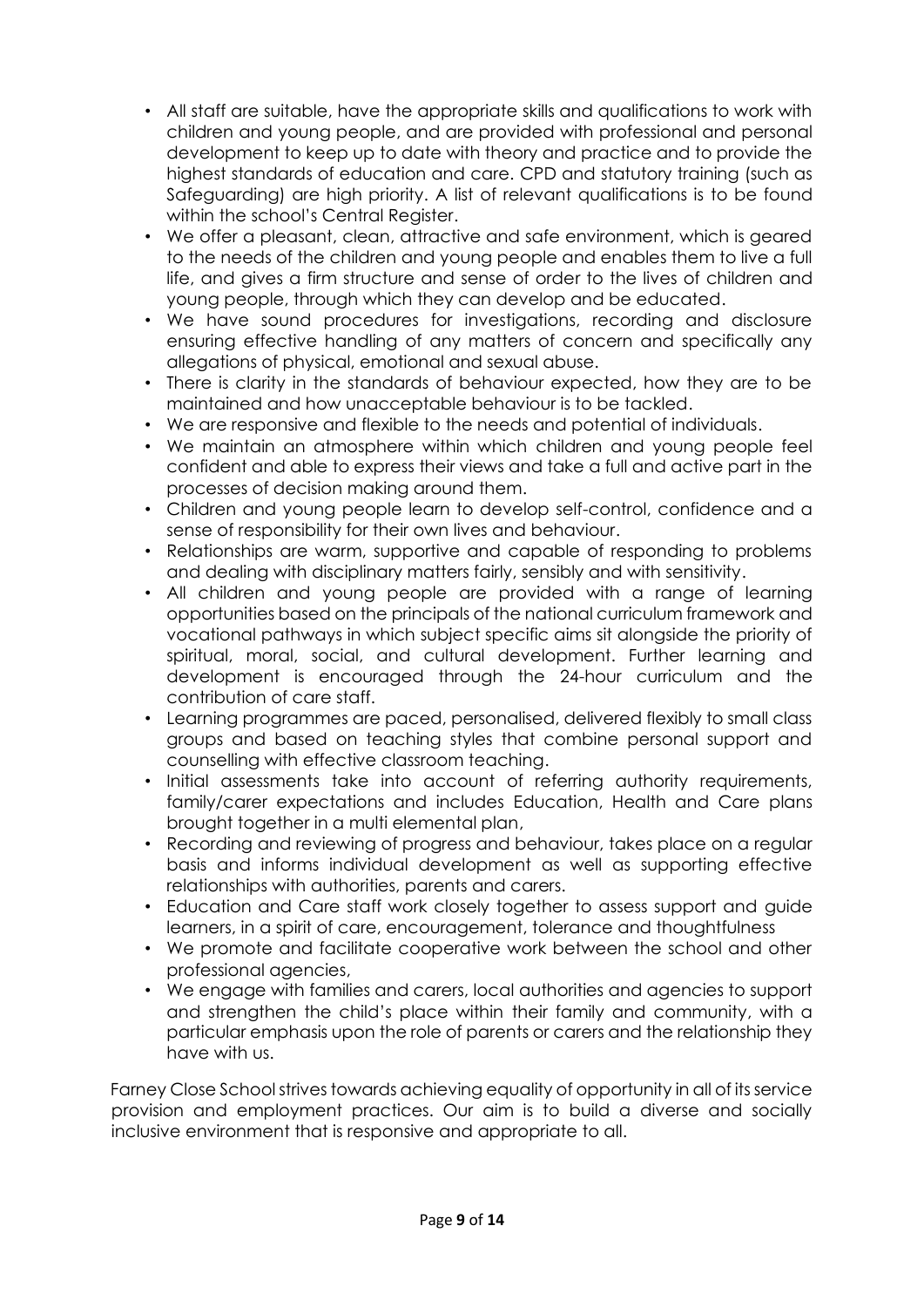- All staff are suitable, have the appropriate skills and qualifications to work with children and young people, and are provided with professional and personal development to keep up to date with theory and practice and to provide the highest standards of education and care. CPD and statutory training (such as Safeguarding) are high priority. A list of relevant qualifications is to be found within the school's Central Register.
- We offer a pleasant, clean, attractive and safe environment, which is geared to the needs of the children and young people and enables them to live a full life, and gives a firm structure and sense of order to the lives of children and young people, through which they can develop and be educated.
- We have sound procedures for investigations, recording and disclosure ensuring effective handling of any matters of concern and specifically any allegations of physical, emotional and sexual abuse.
- There is clarity in the standards of behaviour expected, how they are to be maintained and how unacceptable behaviour is to be tackled.
- We are responsive and flexible to the needs and potential of individuals.
- We maintain an atmosphere within which children and young people feel confident and able to express their views and take a full and active part in the processes of decision making around them.
- Children and young people learn to develop self-control, confidence and a sense of responsibility for their own lives and behaviour.
- Relationships are warm, supportive and capable of responding to problems and dealing with disciplinary matters fairly, sensibly and with sensitivity.
- All children and young people are provided with a range of learning opportunities based on the principals of the national curriculum framework and vocational pathways in which subject specific aims sit alongside the priority of spiritual, moral, social, and cultural development. Further learning and development is encouraged through the 24-hour curriculum and the contribution of care staff.
- Learning programmes are paced, personalised, delivered flexibly to small class groups and based on teaching styles that combine personal support and counselling with effective classroom teaching.
- Initial assessments take into account of referring authority requirements, family/carer expectations and includes Education, Health and Care plans brought together in a multi elemental plan,
- Recording and reviewing of progress and behaviour, takes place on a regular basis and informs individual development as well as supporting effective relationships with authorities, parents and carers.
- Education and Care staff work closely together to assess support and guide learners, in a spirit of care, encouragement, tolerance and thoughtfulness
- We promote and facilitate cooperative work between the school and other professional agencies,
- We engage with families and carers, local authorities and agencies to support and strengthen the child's place within their family and community, with a particular emphasis upon the role of parents or carers and the relationship they have with us.

Farney Close School strives towards achieving equality of opportunity in all of its service provision and employment practices. Our aim is to build a diverse and socially inclusive environment that is responsive and appropriate to all.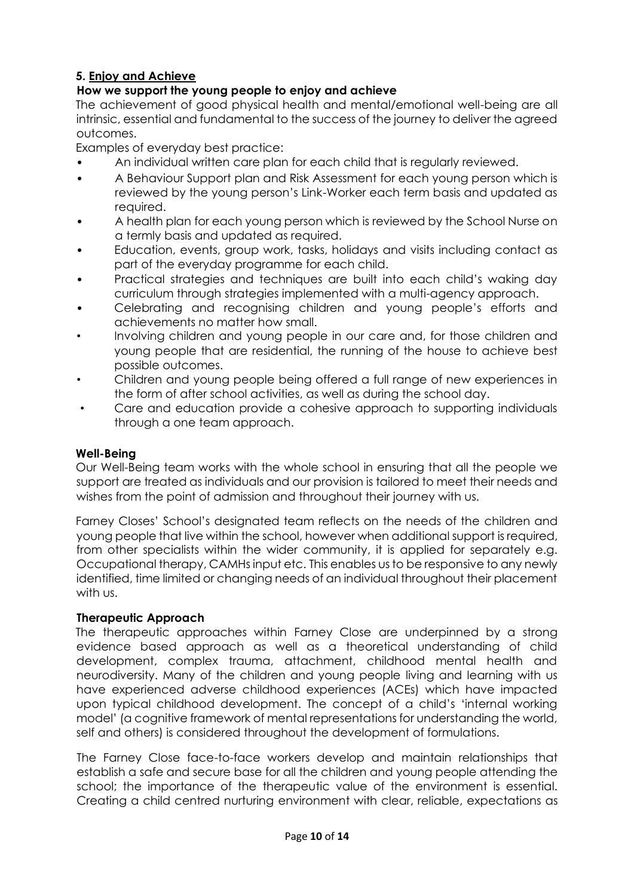## 5. Enjoy and Achieve

### How we support the young people to enjoy and achieve

The achievement of good physical health and mental/emotional well-being are all intrinsic, essential and fundamental to the success of the journey to deliver the agreed outcomes.

Examples of everyday best practice:

- An individual written care plan for each child that is regularly reviewed.
- A Behaviour Support plan and Risk Assessment for each young person which is reviewed by the young person's Link-Worker each term basis and updated as required.
- A health plan for each young person which is reviewed by the School Nurse on a termly basis and updated as required.
- Education, events, group work, tasks, holidays and visits including contact as part of the everyday programme for each child.
- Practical strategies and techniques are built into each child's waking day curriculum through strategies implemented with a multi-agency approach.
- Celebrating and recognising children and young people's efforts and achievements no matter how small.
- Involving children and young people in our care and, for those children and young people that are residential, the running of the house to achieve best possible outcomes.
- Children and young people being offered a full range of new experiences in the form of after school activities, as well as during the school day.
- Care and education provide a cohesive approach to supporting individuals through a one team approach.

### Well-Being

Our Well-Being team works with the whole school in ensuring that all the people we support are treated as individuals and our provision is tailored to meet their needs and wishes from the point of admission and throughout their journey with us.

Farney Closes' School's designated team reflects on the needs of the children and young people that live within the school, however when additional support is required, from other specialists within the wider community, it is applied for separately e.g. Occupational therapy, CAMHs input etc. This enables us to be responsive to any newly identified, time limited or changing needs of an individual throughout their placement with us.

### Therapeutic Approach

The therapeutic approaches within Farney Close are underpinned by a strong evidence based approach as well as a theoretical understanding of child development, complex trauma, attachment, childhood mental health and neurodiversity. Many of the children and young people living and learning with us have experienced adverse childhood experiences (ACEs) which have impacted upon typical childhood development. The concept of a child's 'internal working model' (a cognitive framework of mental representations for understanding the world, self and others) is considered throughout the development of formulations.

The Farney Close face-to-face workers develop and maintain relationships that establish a safe and secure base for all the children and young people attending the school; the importance of the therapeutic value of the environment is essential. Creating a child centred nurturing environment with clear, reliable, expectations as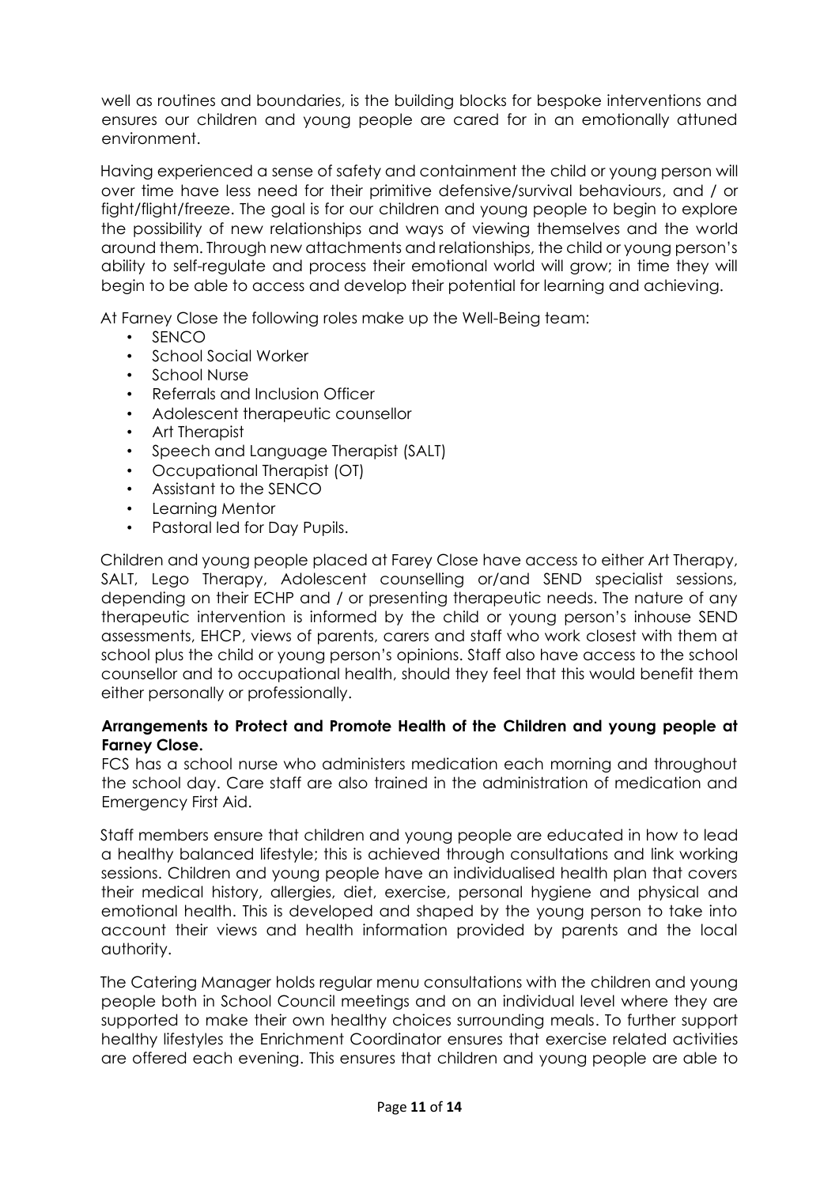well as routines and boundaries, is the building blocks for bespoke interventions and ensures our children and young people are cared for in an emotionally attuned environment.

Having experienced a sense of safety and containment the child or young person will over time have less need for their primitive defensive/survival behaviours, and / or fight/flight/freeze. The goal is for our children and young people to begin to explore the possibility of new relationships and ways of viewing themselves and the world around them. Through new attachments and relationships, the child or young person's ability to self-regulate and process their emotional world will grow; in time they will begin to be able to access and develop their potential for learning and achieving.

At Farney Close the following roles make up the Well-Being team:

- SENCO
- School Social Worker
- School Nurse
- Referrals and Inclusion Officer
- Adolescent therapeutic counsellor
- Art Therapist
- Speech and Language Therapist (SALT)
- Occupational Therapist (OT)
- Assistant to the SENCO
- Learning Mentor
- Pastoral led for Day Pupils.

Children and young people placed at Farey Close have access to either Art Therapy, SALT, Lego Therapy, Adolescent counselling or/and SEND specialist sessions, depending on their ECHP and / or presenting therapeutic needs. The nature of any therapeutic intervention is informed by the child or young person's inhouse SEND assessments, EHCP, views of parents, carers and staff who work closest with them at school plus the child or young person's opinions. Staff also have access to the school counsellor and to occupational health, should they feel that this would benefit them either personally or professionally.

**Arrangements to Protect and Promote Health of the Children and young people at Farney Close.**

FCS has a school nurse who administers medication each morning and throughout the school day. Care staff are also trained in the administration of medication and Emergency First Aid.

Staff members ensure that children and young people are educated in how to lead a healthy balanced lifestyle; this is achieved through consultations and link working sessions. Children and young people have an individualised health plan that covers their medical history, allergies, diet, exercise, personal hygiene and physical and emotional health. This is developed and shaped by the young person to take into account their views and health information provided by parents and the local authority.

The Catering Manager holds regular menu consultations with the children and young people both in School Council meetings and on an individual level where they are supported to make their own healthy choices surrounding meals. To further support healthy lifestyles the Enrichment Coordinator ensures that exercise related activities are offered each evening. This ensures that children and young people are able to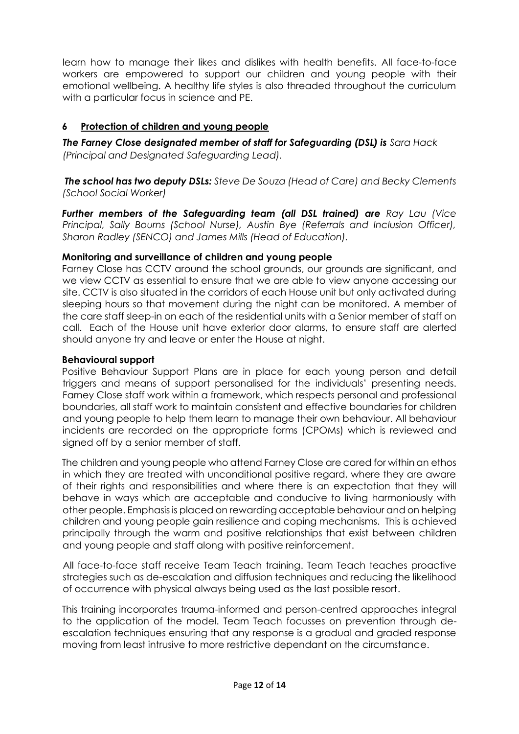learn how to manage their likes and dislikes with health benefits. All face-to-face workers are empowered to support our children and young people with their emotional wellbeing. A healthy life styles is also threaded throughout the curriculum with a particular focus in science and PE.

## 6 Protection of children and young people

***The Farney Close designated member of staff for Safeguarding (DSL) is*** *Sara Hack (Principal and Designated Safeguarding Lead).*

***The school has two deputy DSLs:*** *Steve De Souza (Head of Care) and Becky Clements (School Social Worker)*

***Further members of the Safeguarding team (all DSL trained) are*** *Ray Lau (Vice Principal, Sally Bourns (School Nurse), Austin Bye (Referrals and Inclusion Officer), Sharon Radley (SENCO) and James Mills (Head of Education).*

**Monitoring and surveillance of children and young people**

Farney Close has CCTV around the school grounds, our grounds are significant, and we view CCTV as essential to ensure that we are able to view anyone accessing our site. CCTV is also situated in the corridors of each House unit but only activated during sleeping hours so that movement during the night can be monitored. A member of the care staff sleep-in on each of the residential units with a Senior member of staff on call. Each of the House unit have exterior door alarms, to ensure staff are alerted should anyone try and leave or enter the House at night.

**Behavioural support**

Positive Behaviour Support Plans are in place for each young person and detail triggers and means of support personalised for the individuals' presenting needs. Farney Close staff work within a framework, which respects personal and professional boundaries, all staff work to maintain consistent and effective boundaries for children and young people to help them learn to manage their own behaviour. All behaviour incidents are recorded on the appropriate forms (CPOMs) which is reviewed and signed off by a senior member of staff.

The children and young people who attend Farney Close are cared for within an ethos in which they are treated with unconditional positive regard, where they are aware of their rights and responsibilities and where there is an expectation that they will behave in ways which are acceptable and conducive to living harmoniously with other people. Emphasis is placed on rewarding acceptable behaviour and on helping children and young people gain resilience and coping mechanisms. This is achieved principally through the warm and positive relationships that exist between children and young people and staff along with positive reinforcement.

All face-to-face staff receive Team Teach training. Team Teach teaches proactive strategies such as de-escalation and diffusion techniques and reducing the likelihood of occurrence with physical always being used as the last possible resort.

This training incorporates trauma-informed and person-centred approaches integral to the application of the model. Team Teach focusses on prevention through de-escalation techniques ensuring that any response is a gradual and graded response moving from least intrusive to more restrictive dependant on the circumstance.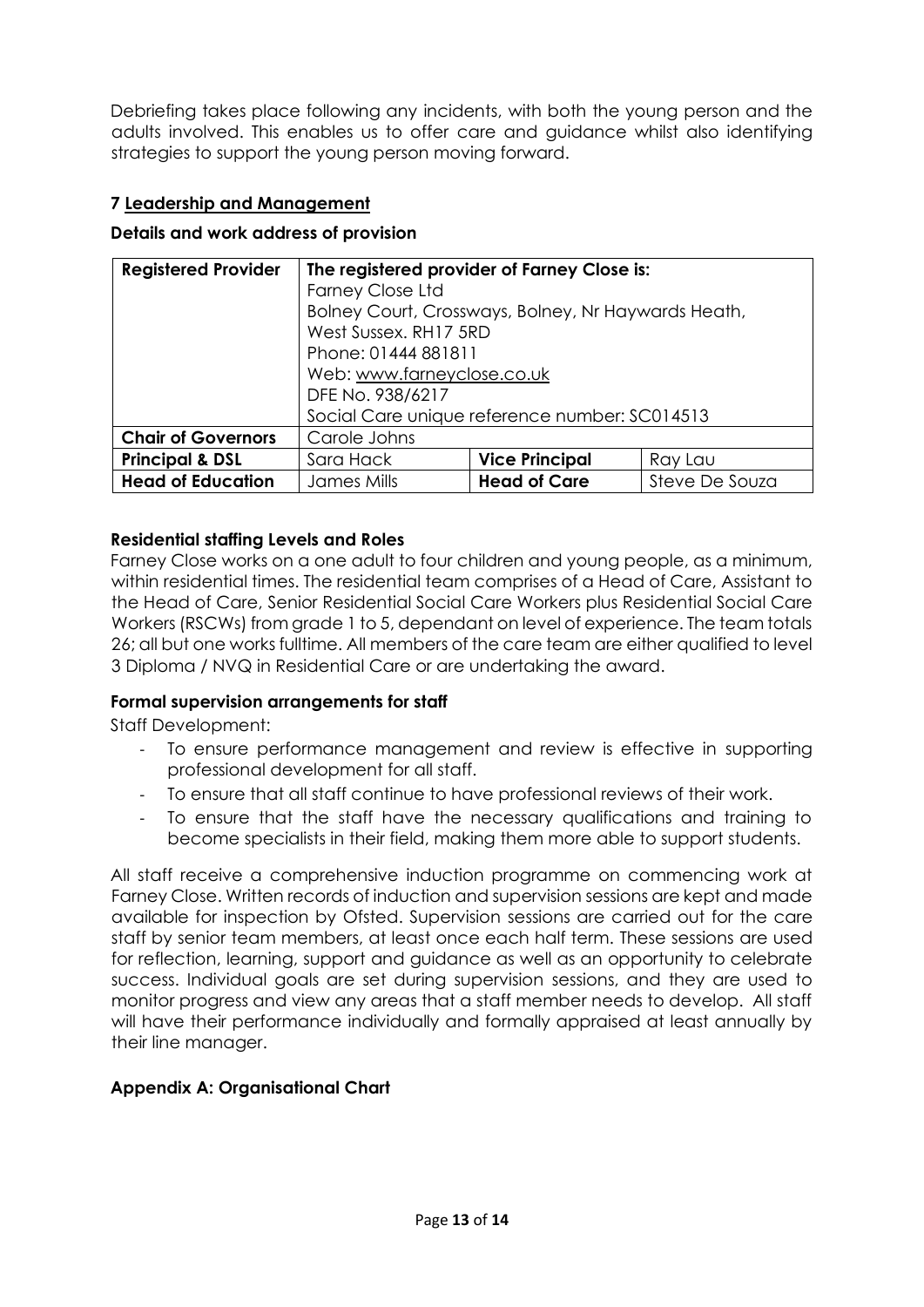Debriefing takes place following any incidents, with both the young person and the adults involved. This enables us to offer care and guidance whilst also identifying strategies to support the young person moving forward.

## 7 Leadership and Management

### Details and work address of provision

| **Registered Provider** | **The registered provider of Farney Close is:**<br>Farney Close Ltd<br>Bolney Court, Crossways, Bolney, Nr Haywards Heath,<br>West Sussex. RH17 5RD<br>Phone: 01444 881811<br>Web: www.farneyclose.co.uk<br>DFE No. 938/6217<br>Social Care unique reference number: SC014513 | | |
|---|---|---|---|
| **Chair of Governors** | Carole Johns | | |
| **Principal & DSL** | Sara Hack | **Vice Principal** | Ray Lau |
| **Head of Education** | James Mills | **Head of Care** | Steve De Souza |

### Residential staffing Levels and Roles

Farney Close works on a one adult to four children and young people, as a minimum, within residential times. The residential team comprises of a Head of Care, Assistant to the Head of Care, Senior Residential Social Care Workers plus Residential Social Care Workers (RSCWs) from grade 1 to 5, dependant on level of experience. The team totals 26; all but one works fulltime. All members of the care team are either qualified to level 3 Diploma / NVQ in Residential Care or are undertaking the award.

### Formal supervision arrangements for staff

Staff Development:

- To ensure performance management and review is effective in supporting professional development for all staff.
- To ensure that all staff continue to have professional reviews of their work.
- To ensure that the staff have the necessary qualifications and training to become specialists in their field, making them more able to support students.

All staff receive a comprehensive induction programme on commencing work at Farney Close. Written records of induction and supervision sessions are kept and made available for inspection by Ofsted. Supervision sessions are carried out for the care staff by senior team members, at least once each half term. These sessions are used for reflection, learning, support and guidance as well as an opportunity to celebrate success. Individual goals are set during supervision sessions, and they are used to monitor progress and view any areas that a staff member needs to develop. All staff will have their performance individually and formally appraised at least annually by their line manager.

### Appendix A: Organisational Chart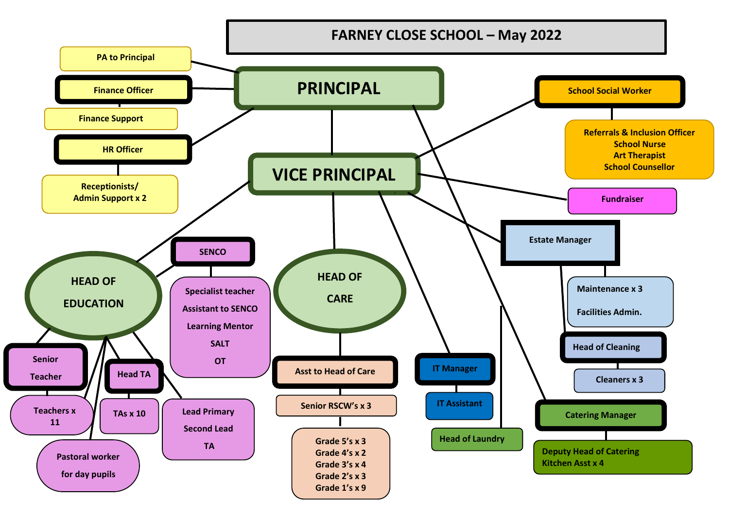# FARNEY CLOSE SCHOOL – May 2022

PA to Principal

Finance Officer

Finance Support

HR Officer

Receptionists/
Admin Support x 2

PRINCIPAL

VICE PRINCIPAL

School Social Worker

Referrals & Inclusion Officer
School Nurse
Art Therapist
School Counsellor

Fundraiser

Estate Manager

Maintenance x 3

Facilities Admin.

Head of Cleaning

Cleaners x 3

Catering Manager

Deputy Head of Catering
Kitchen Asst x 4

HEAD OF EDUCATION

SENCO

Specialist teacher
Assistant to SENCO
Learning Mentor
SALT
OT

Senior Teacher

Teachers x 11

Head TA

TAs x 10

Lead Primary
Second Lead
TA

Pastoral worker for day pupils

HEAD OF CARE

Asst to Head of Care

Senior RSCW's x 3

Grade 5's x 3
Grade 4's x 2
Grade 3's x 4
Grade 2's x 3
Grade 1's x 9

IT Manager

IT Assistant

Head of Laundry